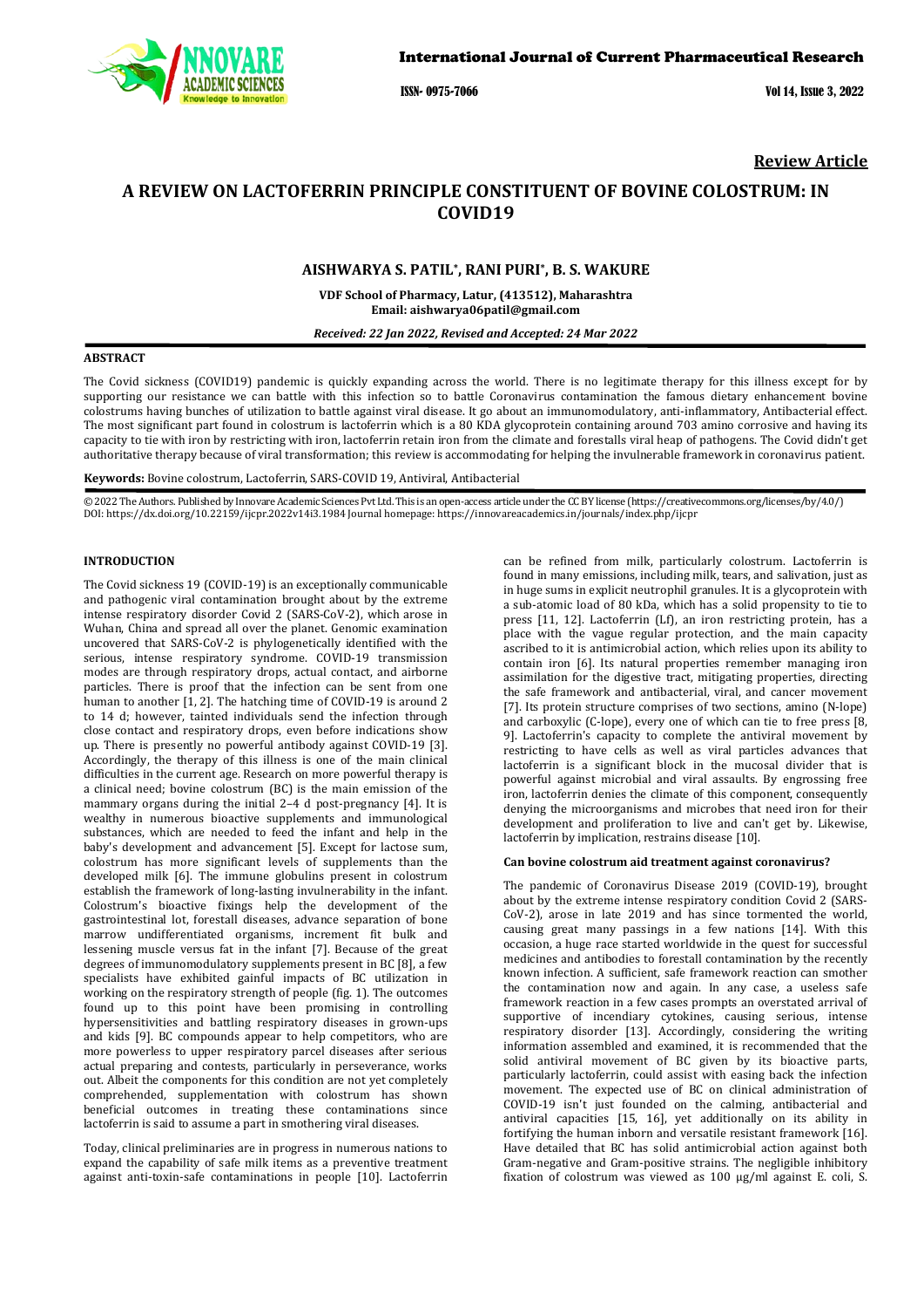**Review Article**

# A REVIEW ON LACTOFERRIN PRINCIPLE CONSTITUENT OF BOVINE COLOSTRUM: IN COVID19

**AISHWARYA S. PATIL\*, RANI PURI\*, B. S. WAKURE**

**VDF School of Pharmacy, Latur, (413512), Maharashtra**
**Email: aishwarya06patil@gmail.com**

***Received: 22 Jan 2022, Revised and Accepted: 24 Mar 2022***

## ABSTRACT

The Covid sickness (COVID19) pandemic is quickly expanding across the world. There is no legitimate therapy for this illness except for by supporting our resistance we can battle with this infection so to battle Coronavirus contamination the famous dietary enhancement bovine colostrums having bunches of utilization to battle against viral disease. It go about an immunomodulatory, anti-inflammatory, Antibacterial effect. The most significant part found in colostrum is lactoferrin which is a 80 KDA glycoprotein containing around 703 amino corrosive and having its capacity to tie with iron by restricting with iron, lactoferrin retain iron from the climate and forestalls viral heap of pathogens. The Covid didn't get authoritative therapy because of viral transformation; this review is accommodating for helping the invulnerable framework in coronavirus patient.

**Keywords:** Bovine colostrum, Lactoferrin, SARS-COVID 19, Antiviral, Antibacterial

© 2022 The Authors. Published by Innovare Academic Sciences Pvt Ltd. This is an open-access article under the CC BY license (https://creativecommons.org/licenses/by/4.0/) DOI: https://dx.doi.org/10.22159/ijcpr.2022v14i3.1984 Journal homepage: https://innovareacademics.in/journals/index.php/ijcpr

## INTRODUCTION

The Covid sickness 19 (COVID-19) is an exceptionally communicable and pathogenic viral contamination brought about by the extreme intense respiratory disorder Covid 2 (SARS-CoV-2), which arose in Wuhan, China and spread all over the planet. Genomic examination uncovered that SARS-CoV-2 is phylogenetically identified with the serious, intense respiratory syndrome. COVID-19 transmission modes are through respiratory drops, actual contact, and airborne particles. There is proof that the infection can be sent from one human to another [1, 2]. The hatching time of COVID-19 is around 2 to 14 d; however, tainted individuals seek the infection through close contact and respiratory drops, even before indications show up. There is presently no powerful antibody against COVID-19 [3]. Accordingly, the therapy of this illness is one of the main clinical difficulties in the current age. Research on more powerful therapy is a clinical need; bovine colostrum (BC) is the main emission of the mammary organs during the initial 2–4 d post-pregnancy [4]. It is wealthy in numerous bioactive supplements and immunological substances, which are needed to feed the infant and help in the baby's development and advancement [5]. Except for lactose sum, colostrum has more significant levels of supplements than the developed milk [6]. The immune globulins present in colostrum establish the framework of long-lasting invulnerability in the infant. Colostrum's bioactive fixings help the development of the gastrointestinal lot, forestall diseases, advance separation of bone marrow undifferentiated organisms, increment fit bulk and lessening muscle versus fat in the infant [7]. Because of the great degrees of immunomodulatory supplements present in BC [8], a few specialists have exhibited gainful impacts of BC utilization in working on the respiratory strength of people (fig. 1). The outcomes found up to this point have been promising in controlling hypersensitivities and battling respiratory diseases in grown-ups and kids [9]. BC compounds appear to help competitors, who are more powerless to upper respiratory parcel diseases after serious actual preparing and contests, particularly in perseverance, works out. Albeit the components for this condition are not yet completely comprehended, supplementation with colostrum has shown beneficial outcomes in treating these contaminations since lactoferrin is said to assume a part in smothering viral diseases.

Today, clinical preliminaries are in progress in numerous nations to expand the capability of safe milk items as a preventive treatment against anti-toxin-safe contaminations in people [10]. Lactoferrin can be refined from milk, particularly colostrum. Lactoferrin is found in many emissions, including milk, tears, and salivation, just as in huge sums in explicit neutrophil granules. It is a glycoprotein with a sub-atomic load of 80 kDa, which has a solid propensity to tie to press [11, 12]. Lactoferrin (Lf), an iron restricting protein, has a place with the vague regular protection, and the main capacity ascribed to it is antimicrobial action, which relies upon its ability to contain iron [6]. Its natural properties remember managing iron assimilation for the digestive tract, mitigating properties, directing the safe framework and antibacterial, viral, and cancer movement [7]. Its protein structure comprises of two sections, amino (N-lope) and carboxylic (C-lope), every one of which can tie to free press [8, 9]. Lactoferrin's capacity to complete the antiviral movement by restricting to have cells as well as viral particles advances that lactoferrin is a significant block in the mucosal divider that is powerful against microbial and viral assaults. By engrossing free iron, lactoferrin denies the climate of this component, consequently denying the microorganisms and microbes that need iron for their development and proliferation to live and can't get by. Likewise, lactoferrin by implication, restrains disease [10].

### Can bovine colostrum aid treatment against coronavirus?

The pandemic of Coronavirus Disease 2019 (COVID-19), brought about by the extreme intense respiratory condition Covid 2 (SARS-CoV-2), arose in late 2019 and has since tormented the world, causing great many passings in a few nations [14]. With this occasion, a huge race started worldwide in the quest for successful medicines and antibodies to forestall contamination by the recently known infection. A sufficient, safe framework reaction can smother the contamination now and again. In any case, a useless safe framework reaction in a few cases prompts an overstated arrival of supportive of incendiary cytokines, causing serious, intense respiratory disorder [13]. Accordingly, considering the writing information assembled and examined, it is recommended that the solid antiviral movement of BC given by its bioactive parts, particularly lactoferrin, could assist with easing back the infection movement. The expected use of BC on clinical administration of COVID-19 isn't just founded on the calming, antibacterial and antiviral capacities [15, 16], yet additionally on its ability in fortifying the human inborn and versatile resistant framework [16]. Have detailed that BC has solid antimicrobial action against both Gram-negative and Gram-positive strains. The negligible inhibitory fixation of colostrum was viewed as 100 µg/ml against E. coli, S.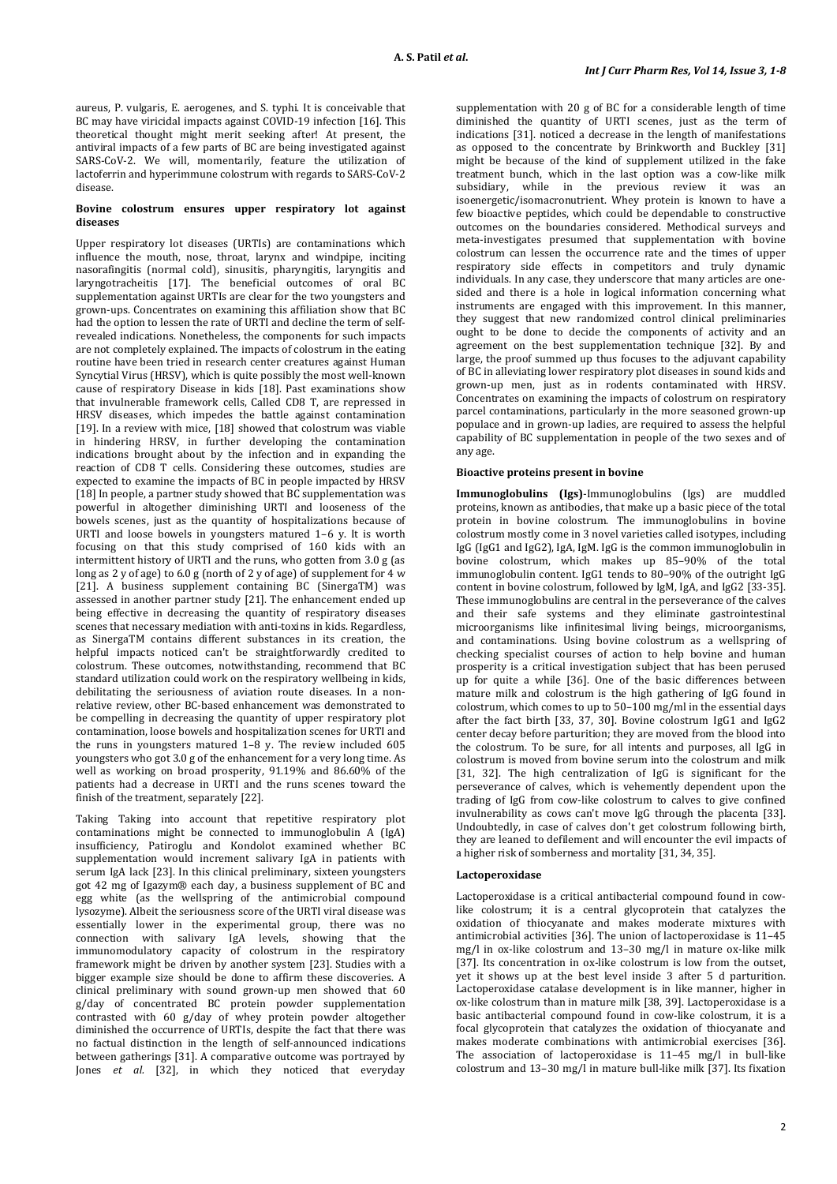aureus, P. vulgaris, E. aerogenes, and S. typhi. It is conceivable that BC may have viricidal impacts against COVID-19 infection [16]. This theoretical thought might merit seeking after! At present, the antiviral impacts of a few parts of BC are being investigated against SARS-CoV-2. We will, momentarily, feature the utilization of lactoferrin and hyperimmune colostrum with regards to SARS-CoV-2 disease.

### Bovine colostrum ensures upper respiratory lot against diseases

Upper respiratory lot diseases (URTIs) are contaminations which influence the mouth, nose, throat, larynx and windpipe, inciting nasorafingitis (normal cold), sinusitis, pharyngitis, laryngitis and laryngotracheitis [17]. The beneficial outcomes of oral BC supplementation against URTIs are clear for the two youngsters and grown-ups. Concentrates on examining this affiliation show that BC had the option to lessen the rate of URTI and decline the term of self-revealed indications. Nonetheless, the components for such impacts are not completely explained. The impacts of colostrum in the eating routine have been tried in research center creatures against Human Syncytial Virus (HRSV), which is quite possibly the most well-known cause of respiratory Disease in kids [18]. Past examinations show that invulnerable framework cells, Called CD8 T, are repressed in HRSV diseases, which impedes the battle against contamination [19]. In a review with mice, [18] showed that colostrum was viable in hindering HRSV, in further developing the contamination indications brought about by the infection and in expanding the reaction of CD8 T cells. Considering these outcomes, studies are expected to examine the impacts of BC in people impacted by HRSV [18] In people, a partner study showed that BC supplementation was powerful in altogether diminishing URTI and looseness of the bowels scenes, just as the quantity of hospitalizations because of URTI and loose bowels in youngsters matured 1–6 y. It is worth focusing on that this study comprised of 160 kids with an intermittent history of URTI and the runs, who gotten from 3.0 g (as long as 2 y of age) to 6.0 g (north of 2 y of age) of supplement for 4 w [21]. A business supplement containing BC (SinergaTM) was assessed in another partner study [21]. The enhancement ended up being effective in decreasing the quantity of respiratory diseases scenes that necessary mediation with anti-toxins in kids. Regardless, as SinergaTM contains different substances in its creation, the helpful impacts noticed can't be straightforwardly credited to colostrum. These outcomes, notwithstanding, recommend that BC standard utilization could work on the respiratory wellbeing in kids, debilitating the seriousness of aviation route diseases. In a non-relative review, other BC-based enhancement was demonstrated to be compelling in decreasing the quantity of upper respiratory plot contamination, loose bowels and hospitalization scenes for URTI and the runs in youngsters matured 1–8 y. The review included 605 youngsters who got 3.0 g of the enhancement for a very long time. As well as working on broad prosperity, 91.19% and 86.60% of the patients had a decrease in URTI and the runs scenes toward the finish of the treatment, separately [22].

Taking Taking into account that repetitive respiratory plot contaminations might be connected to immunoglobulin A (IgA) insufficiency, Patiroglu and Kondolot examined whether BC supplementation would increment salivary IgA in patients with serum IgA lack [23]. In this clinical preliminary, sixteen youngsters got 42 mg of Igazym® each day, a business supplement of BC and egg white (as the wellspring of the antimicrobial compound lysozyme). Albeit the seriousness score of the URTI viral disease was essentially lower in the experimental group, there was no connection with salivary IgA levels, showing that the immunomodulatory capacity of colostrum in the respiratory framework might be driven by another system [23]. Studies with a bigger example size should be done to affirm these discoveries. A clinical preliminary with sound grown-up men showed that 60 g/day of concentrated BC protein powder supplementation contrasted with 60 g/day of whey protein powder altogether diminished the occurrence of URTIs, despite the fact that there was no factual distinction in the length of self-announced indications between gatherings [31]. A comparative outcome was portrayed by Jones *et al.* [32], in which they noticed that everyday supplementation with 20 g of BC for a considerable length of time diminished the quantity of URTI scenes, just as the term of indications [31]. noticed a decrease in the length of manifestations as opposed to the concentrate by Brinkworth and Buckley [31] might be because of the kind of supplement utilized in the fake treatment bunch, which in the last option was a cow-like milk subsidiary, while in the previous review it was an isoenergetic/isomacronutrient. Whey protein is known to have a few bioactive peptides, which could be dependable to constructive outcomes on the boundaries considered. Methodical surveys and meta-investigates presumed that supplementation with bovine colostrum can lessen the occurrence rate and the times of upper respiratory side effects in competitors and truly dynamic individuals. In any case, they underscore that many articles are one-sided and there is a hole in logical information concerning what instruments are engaged with this improvement. In this manner, they suggest that new randomized control clinical preliminaries ought to be done to decide the components of activity and an agreement on the best supplementation technique [32]. By and large, the proof summed up thus focuses to the adjuvant capability of BC in alleviating lower respiratory plot diseases in sound kids and grown-up men, just as in rodents contaminated with HRSV. Concentrates on examining the impacts of colostrum on respiratory parcel contaminations, particularly in the more seasoned grown-up populace and in grown-up ladies, are required to assess the helpful capability of BC supplementation in people of the two sexes and of any age.

### Bioactive proteins present in bovine

**Immunoglobulins (Igs)**-Immunoglobulins (Igs) are muddled proteins, known as antibodies, that make up a basic piece of the total protein in bovine colostrum. The immunoglobulins in bovine colostrum mostly come in 3 novel varieties called isotypes, including IgG (IgG1 and IgG2), IgA, IgM. IgG is the common immunoglobulin in bovine colostrum, which makes up 85–90% of the total immunoglobulin content. IgG1 tends to 80–90% of the outright IgG content in bovine colostrum, followed by IgM, IgA, and IgG2 [33-35]. These immunoglobulins are central in the perseverance of the calves and their safe systems and they eliminate gastrointestinal microorganisms like infinitesimal living beings, microorganisms, and contaminations. Using bovine colostrum as a wellspring of checking specialist courses of action to help bovine and human prosperity is a critical investigation subject that has been perused up for quite a while [36]. One of the basic differences between mature milk and colostrum is the high gathering of IgG found in colostrum, which comes to up to 50–100 mg/ml in the essential days after the fact birth [33, 37, 30]. Bovine colostrum IgG1 and IgG2 center decay before parturition; they are moved from the blood into the colostrum. To be sure, for all intents and purposes, all IgG in colostrum is moved from bovine serum into the colostrum and milk [31, 32]. The high centralization of IgG is significant for the perseverance of calves, which is vehemently dependent upon the trading of IgG from cow-like colostrum to calves to give confined invulnerability as cows can't move IgG through the placenta [33]. Undoubtedly, in case of calves don't get colostrum following birth, they are leaned to defilement and will encounter the evil impacts of a higher risk of somberness and mortality [31, 34, 35].

### Lactoperoxidase

Lactoperoxidase is a critical antibacterial compound found in cow-like colostrum; it is a central glycoprotein that catalyzes the oxidation of thiocyanate and makes moderate mixtures with antimicrobial activities [36]. The union of lactoperoxidase is 11–45 mg/l in ox-like colostrum and 13–30 mg/l in mature ox-like milk [37]. Its concentration in ox-like colostrum is low from the outset, yet it shows up at the best level inside 3 after 5 d parturition. Lactoperoxidase catalase development is in like manner, higher in ox-like colostrum than in mature milk [38, 39]. Lactoperoxidase is a basic antibacterial compound found in cow-like colostrum, it is a focal glycoprotein that catalyzes the oxidation of thiocyanate and makes moderate combinations with antimicrobial exercises [36]. The association of lactoperoxidase is 11–45 mg/l in bull-like colostrum and 13–30 mg/l in mature bull-like milk [37]. Its fixation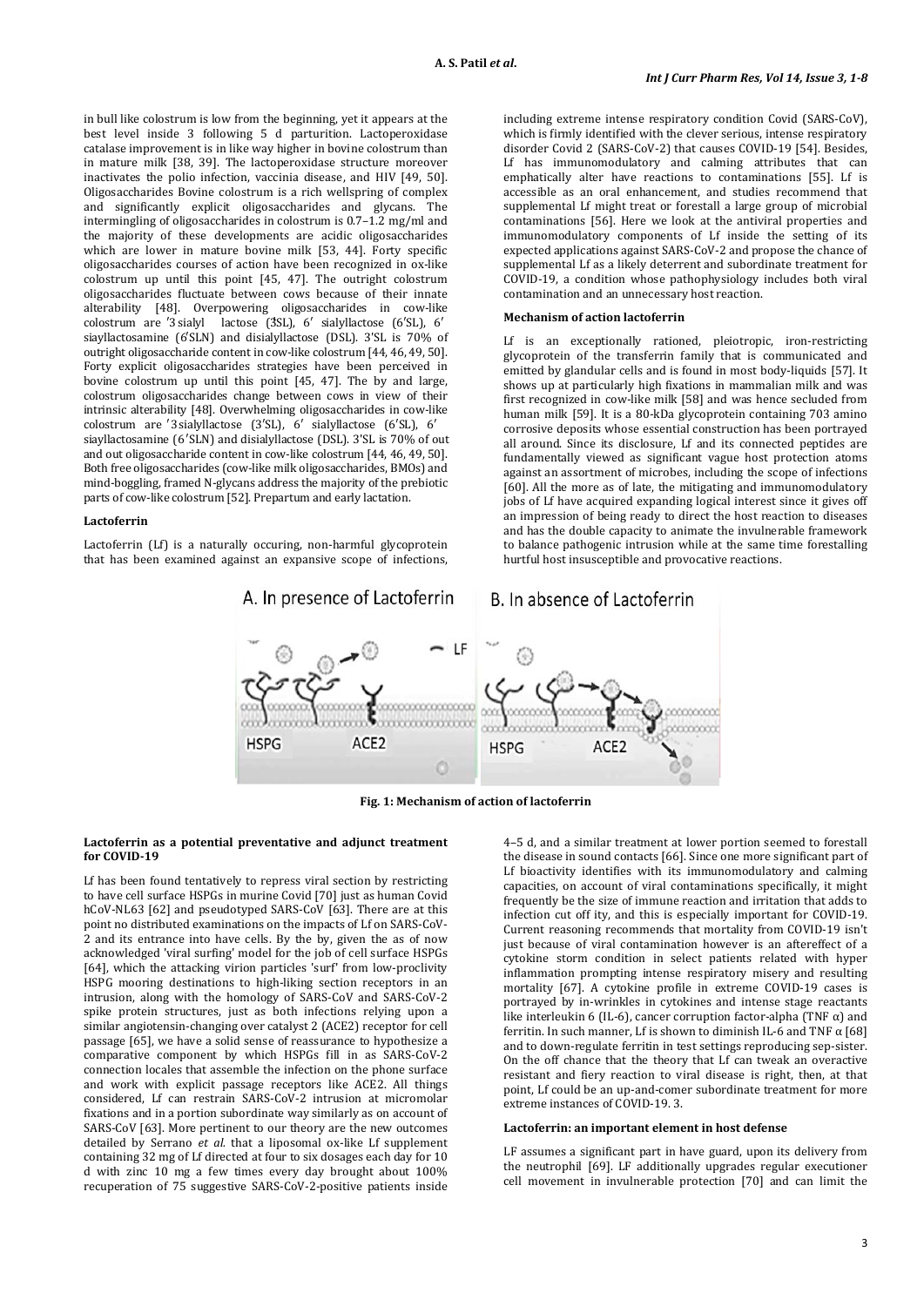in bull like colostrum is low from the beginning, yet it appears at the best level inside 3 following 5 d parturition. Lactoperoxidase catalase improvement is in like way higher in bovine colostrum than in mature milk [38, 39]. The lactoperoxidase structure moreover inactivates the polio infection, vaccinia disease, and HIV [49, 50]. Oligosaccharides Bovine colostrum is a rich wellspring of complex and significantly explicit oligosaccharides and glycans. The intermingling of oligosaccharides in colostrum is 0.7–1.2 mg/ml and the majority of these developments are acidic oligosaccharides which are lower in mature bovine milk [53, 44]. Forty specific oligosaccharides courses of action have been recognized in ox-like colostrum up until this point [45, 47]. The outright colostrum oligosaccharides fluctuate between cows because of their innate alterability [48]. Overpowering oligosaccharides in cow-like colostrum are ′3 sialyl lactose (3SL), 6′ sialyllactose (6′SL), 6′ siayllactosamine (6′SLN) and disialyllactose (DSL). 3′SL is 70% of outright oligosaccharide content in cow-like colostrum [44, 46, 49, 50]. Forty explicit oligosaccharides strategies have been perceived in bovine colostrum up until this point [45, 47]. The by and large, colostrum oligosaccharides change between cows in view of their intrinsic alterability [48]. Overwhelming oligosaccharides in cow-like colostrum are ′3 sialyllactose (3′SL), 6′ sialyllactose (6′SL), 6′ siayllactosamine (6′SLN) and disialyllactose (DSL). 3′SL is 70% of out and out oligosaccharide content in cow-like colostrum [44, 46, 49, 50]. Both free oligosaccharides (cow-like milk oligosaccharides, BMOs) and mind-boggling, framed N-glycans address the majority of the prebiotic parts of cow-like colostrum [52]. Prepartum and early lactation.

### Lactoferrin

Lactoferrin (Lf) is a naturally occuring, non-harmful glycoprotein that has been examined against an expansive scope of infections, including extreme intense respiratory condition Covid (SARS-CoV), which is firmly identified with the clever serious, intense respiratory disorder Covid 2 (SARS-CoV-2) that causes COVID-19 [54]. Besides, Lf has immunomodulatory and calming attributes that can emphatically alter have reactions to contaminations [55]. Lf is accessible as an oral enhancement, and studies recommend that supplemental Lf might treat or forestall a large group of microbial contaminations [56]. Here we look at the antiviral properties and immunomodulatory components of Lf inside the setting of its expected applications against SARS-CoV-2 and propose the chance of supplemental Lf as a likely deterrent and subordinate treatment for COVID-19, a condition whose pathophysiology includes both viral contamination and an unnecessary host reaction.

### Mechanism of action lactoferrin

Lf is an exceptionally rationed, pleiotropic, iron-restricting glycoprotein of the transferrin family that is communicated and emitted by glandular cells and is found in most body-liquids [57]. It shows up at particularly high fixations in mammalian milk and was first recognized in cow-like milk [58] and was hence secluded from human milk [59]. It is a 80-kDa glycoprotein containing 703 amino corrosive deposits whose essential construction has been portrayed all around. Since its disclosure, Lf and its connected peptides are fundamentally viewed as significant vague host protection atoms against an assortment of microbes, including the scope of infections [60]. All the more as of late, the mitigating and immunomodulatory jobs of Lf have acquired expanding logical interest since it gives off an impression of being ready to direct the host reaction to diseases and has the double capacity to animate the invulnerable framework to balance pathogenic intrusion while at the same time forestalling hurtful host insusceptible and provocative reactions.

**Fig. 1: Mechanism of action of lactoferrin**

### Lactoferrin as a potential preventative and adjunct treatment for COVID-19

Lf has been found tentatively to repress viral section by restricting to have cell surface HSPGs in murine Covid [70] just as human Covid hCoV-NL63 [62] and pseudotyped SARS-CoV [63]. There are at this point no distributed examinations on the impacts of Lf on SARS-CoV-2 and its entrance into have cells. By the by, given the as of now acknowledged 'viral surfing' model for the job of cell surface HSPGs [64], which the attacking virion particles 'surf' from low-proclivity HSPG mooring destinations to high-liking section receptors in an intrusion, along with the homology of SARS-CoV and SARS-CoV-2 spike protein structures, just as both infections relying upon a similar angiotensin-changing over catalyst 2 (ACE2) receptor for cell passage [65], we have a solid sense of reassurance to hypothesize a comparative component by which HSPGs fill in as SARS-CoV-2 connection locales that assemble the infection on the phone surface and work with explicit passage receptors like ACE2. All things considered, Lf can restrain SARS-CoV-2 intrusion at micromolar fixations and in a portion subordinate way similarly as on account of SARS-CoV [63]. More pertinent to our theory are the new outcomes detailed by Serrano *et al.* that a liposomal ox-like Lf supplement containing 32 mg of Lf directed at four to six dosages each day for 10 d with zinc 10 mg a few times every day brought about 100% recuperation of 75 suggestive SARS-CoV-2-positive patients inside 4–5 d, and a similar treatment at lower portion seemed to forestall the disease in sound contacts [66]. Since one more significant part of Lf bioactivity identifies with its immunomodulatory and calming capacities, on account of viral contaminations specifically, it might frequently be the size of immune reaction and irritation that adds to infection cut off ity, and this is especially important for COVID-19. Current reasoning recommends that mortality from COVID-19 isn't just because of viral contamination however is an aftereffect of a cytokine storm condition in select patients related with hyper inflammation prompting intense respiratory misery and resulting mortality [67]. A cytokine profile in extreme COVID-19 cases is portrayed by in-wrinkles in cytokines and intense stage reactants like interleukin 6 (IL-6), cancer corruption factor-alpha (TNF α) and ferritin. In such manner, Lf is shown to diminish IL-6 and TNF α [68] and to down-regulate ferritin in test settings reproducing sep-sister. On the off chance that the theory that Lf can tweak an overactive resistant and fiery reaction to viral disease is right, then, at that point, Lf could be an up-and-comer subordinate treatment for more extreme instances of COVID-19. 3.

### Lactoferrin: an important element in host defense

LF assumes a significant part in have guard, upon its delivery from the neutrophil [69]. LF additionally upgrades regular executioner cell movement in invulnerable protection [70] and can limit the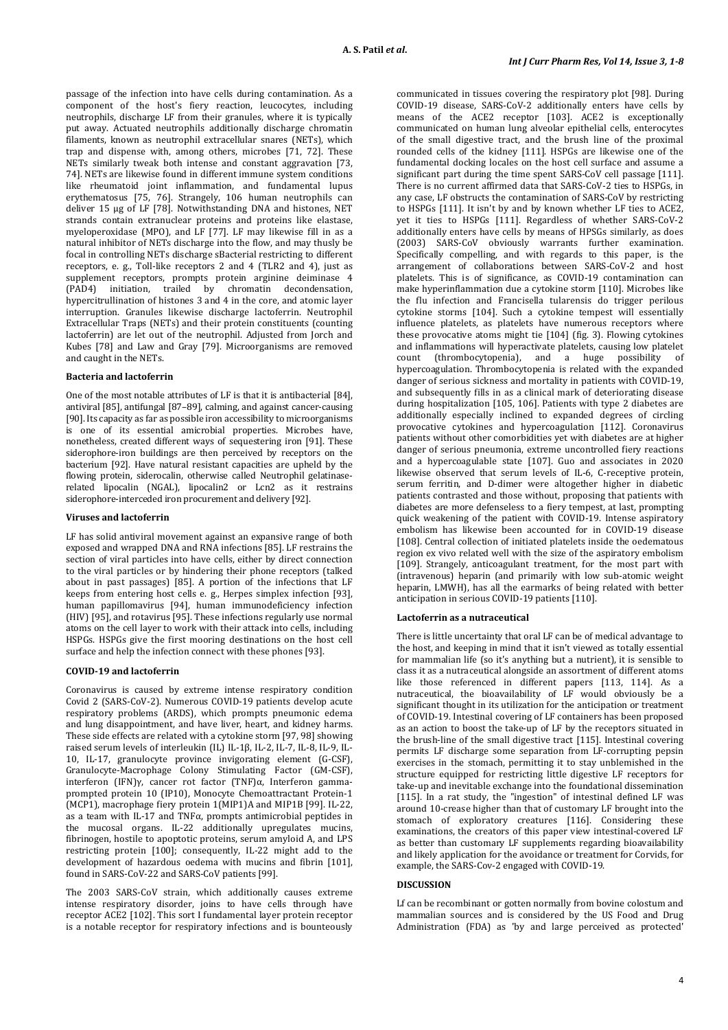passage of the infection into have cells during contamination. As a component of the host's fiery reaction, leucocytes, including neutrophils, discharge LF from their granules, where it is typically put away. Actuated neutrophils additionally discharge chromatin filaments, known as neutrophil extracellular snares (NETs), which trap and dispense with, among others, microbes [71, 72]. These NETs similarly tweak both intense and constant aggravation [73, 74]. NETs are likewise found in different immune system conditions like rheumatoid joint inflammation, and fundamental lupus erythematosus [75, 76]. Strangely, 106 human neutrophils can deliver 15 µg of LF [78]. Notwithstanding DNA and histones, NET strands contain extranuclear proteins and proteins like elastase, myeloperoxidase (MPO), and LF [77]. LF may likewise fill in as a natural inhibitor of NETs discharge into the flow, and may thusly be focal in controlling NETs discharge sBacterial restricting to different receptors, e. g., Toll-like receptors 2 and 4 (TLR2 and 4), just as supplement receptors, prompts protein arginine deiminase 4 (PAD4) initiation, trailed by chromatin decondensation, hypercitrullination of histones 3 and 4 in the core, and atomic layer interruption. Granules likewise discharge lactoferrin. Neutrophil Extracellular Traps (NETs) and their protein constituents (counting lactoferrin) are let out of the neutrophil. Adjusted from Jorch and Kubes [78] and Law and Gray [79]. Microorganisms are removed and caught in the NETs.

#### Bacteria and lactoferrin

One of the most notable attributes of LF is that it is antibacterial [84], antiviral [85], antifungal [87–89], calming, and against cancer-causing [90]. Its capacity as far as possible iron accessibility to microorganisms is one of its essential amicrobial properties. Microbes have, nonetheless, created different ways of sequestering iron [91]. These siderophore-iron buildings are then perceived by receptors on the bacterium [92]. Have natural resistant capacities are upheld by the flowing protein, siderocalin, otherwise called Neutrophil gelatinase-related lipocalin (NGAL), lipocalin2 or Lcn2 as it restrains siderophore-interceded iron procurement and delivery [92].

#### Viruses and lactoferrin

LF has solid antiviral movement against an expansive range of both exposed and wrapped DNA and RNA infections [85]. LF restrains the section of viral particles into have cells, either by direct connection to the viral particles or by hindering their phone receptors (talked about in past passages) [85]. A portion of the infections that LF keeps from entering host cells e. g., Herpes simplex infection [93], human papillomavirus [94], human immunodeficiency infection (HIV) [95], and rotavirus [95]. These infections regularly use normal atoms on the cell layer to work with their attack into cells, including HSPGs. HSPGs give the first mooring destinations on the host cell surface and help the infection connect with these phones [93].

#### COVID-19 and lactoferrin

Coronavirus is caused by extreme intense respiratory condition Covid 2 (SARS-CoV-2). Numerous COVID-19 patients develop acute respiratory problems (ARDS), which prompts pneumonic edema and lung disappointment, and have liver, heart, and kidney harms. These side effects are related with a cytokine storm [97, 98] showing raised serum levels of interleukin (IL) IL-1β, IL-2, IL-7, IL-8, IL-9, IL-10, IL-17, granulocyte province invigorating element (G-CSF), Granulocyte-Macrophage Colony Stimulating Factor (GM-CSF), interferon (IFN)γ, cancer rot factor (TNF)α, Interferon gamma-prompted protein 10 (IP10), Monocyte Chemoattractant Protein-1 (MCP1), macrophage fiery protein 1(MIP1)A and MIP1B [99]. IL-22, as a team with IL-17 and TNFα, prompts antimicrobial peptides in the mucosal organs. IL-22 additionally upregulates mucins, fibrinogen, hostile to apoptotic proteins, serum amyloid A, and LPS restricting protein [100]; consequently, IL-22 might add to the development of hazardous oedema with mucins and fibrin [101], found in SARS-CoV-22 and SARS-CoV patients [99].

The 2003 SARS-CoV strain, which additionally causes extreme intense respiratory disorder, joins to have cells through have receptor ACE2 [102]. This sort I fundamental layer protein receptor is a notable receptor for respiratory infections and is bounteously communicated in tissues covering the respiratory plot [98]. During COVID-19 disease, SARS-CoV-2 additionally enters have cells by means of the ACE2 receptor [103]. ACE2 is exceptionally communicated on human lung alveolar epithelial cells, enterocytes of the small digestive tract, and the brush line of the proximal rounded cells of the kidney [111]. HSPGs are likewise one of the fundamental docking locales on the host cell surface and assume a significant part during the time spent SARS-CoV cell passage [111]. There is no current affirmed data that SARS-CoV-2 ties to HSPGs, in any case, LF obstructs the contamination of SARS-CoV by restricting to HSPGs [111]. It isn't by and by known whether LF ties to ACE2, yet it ties to HSPGs [111]. Regardless of whether SARS-CoV-2 additionally enters have cells by means of HPSGs similarly, as does (2003) SARS-CoV obviously warrants further examination. Specifically compelling, and with regards to this paper, is the arrangement of collaborations between SARS-CoV-2 and host platelets. This is of significance, as COVID-19 contamination can make hyperinflammation due a cytokine storm [110]. Microbes like the flu infection and Francisella tularensis do trigger perilous cytokine storms [104]. Such a cytokine tempest will essentially influence platelets, as platelets have numerous receptors where these provocative atoms might tie [104] (fig. 3). Flowing cytokines and inflammations will hyperactivate platelets, causing low platelet count (thrombocytopenia), and a huge possibility of hypercoagulation. Thrombocytopenia is related with the expanded danger of serious sickness and mortality in patients with COVID-19, and subsequently fills in as a clinical mark of deteriorating disease during hospitalization [105, 106]. Patients with type 2 diabetes are additionally especially inclined to expanded degrees of circling provocative cytokines and hypercoagulation [112]. Coronavirus patients without other comorbidities yet with diabetes are at higher danger of serious pneumonia, extreme uncontrolled fiery reactions and a hypercoagulable state [107]. Guo and associates in 2020 likewise observed that serum levels of IL-6, C-receptive protein, serum ferritin, and D-dimer were altogether higher in diabetic patients contrasted and those without, proposing that patients with diabetes are more defenseless to a fiery tempest, at last, prompting quick weakening of the patient with COVID-19. Intense aspiratory embolism has likewise been accounted for in COVID-19 disease [108]. Central collection of initiated platelets inside the oedematous region ex vivo related well with the size of the aspiratory embolism [109]. Strangely, anticoagulant treatment, for the most part with (intravenous) heparin (and primarily with low sub-atomic weight heparin, LMWH), has all the earmarks of being related with better anticipation in serious COVID-19 patients [110].

#### Lactoferrin as a nutraceutical

There is little uncertainty that oral LF can be of medical advantage to the host, and keeping in mind that it isn't viewed as totally essential for mammalian life (so it's anything but a nutrient), it is sensible to class it as a nutraceutical alongside an assortment of different atoms like those referenced in different papers [113, 114]. As a nutraceutical, the bioavailability of LF would obviously be a significant thought in its utilization for the anticipation or treatment of COVID-19. Intestinal covering of LF containers has been proposed as an action to boost the take-up of LF by the receptors situated in the brush-line of the small digestive tract [115]. Intestinal covering permits LF discharge some separation from LF-corrupting pepsin exercises in the stomach, permitting it to stay unblemished in the structure equipped for restricting little digestive LF receptors for take-up and inevitable exchange into the foundational dissemination [115]. In a rat study, the "ingestion" of intestinal defined LF was around 10-crease higher than that of customary LF brought into the stomach of exploratory creatures [116]. Considering these examinations, the creators of this paper view intestinal-covered LF as better than customary LF supplements regarding bioavailability and likely application for the avoidance or treatment for Corvids, for example, the SARS-Cov-2 engaged with COVID-19.

### DISCUSSION

Lf can be recombinant or gotten normally from bovine colostum and mammalian sources and is considered by the US Food and Drug Administration (FDA) as 'by and large perceived as protected'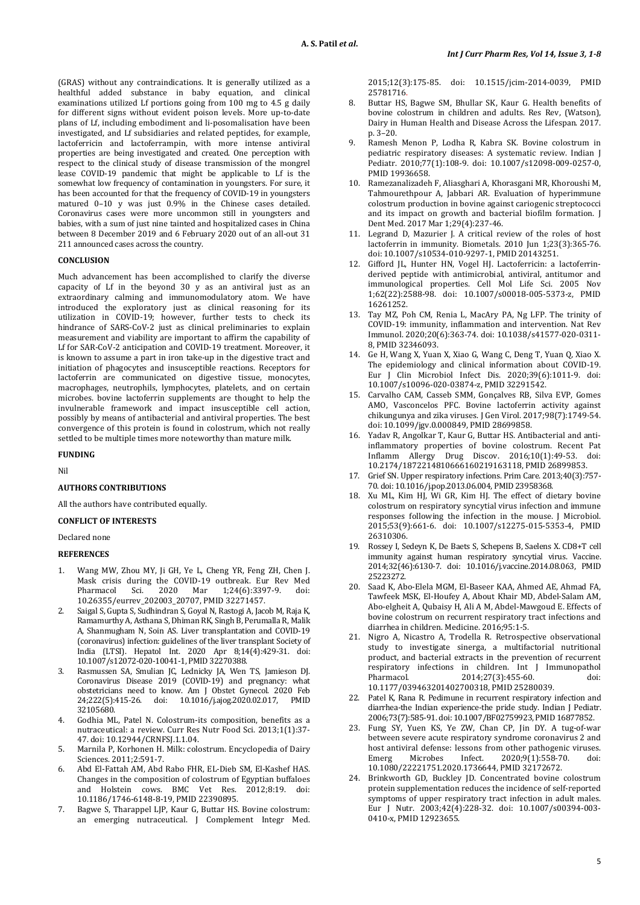(GRAS) without any contraindications. It is generally utilized as a healthful added substance in baby equation, and clinical examinations utilized Lf portions going from 100 mg to 4.5 g daily for different signs without evident poison levels. More up-to-date plans of Lf, including embodiment and li-posomalisation have been investigated, and Lf subsidiaries and related peptides, for example, lactoferricin and lactoferrampin, with more intense antiviral properties are being investigated and created. One perception with respect to the clinical study of disease transmission of the mongrel lease COVID-19 pandemic that might be applicable to Lf is the somewhat low frequency of contamination in youngsters. For sure, it has been accounted for that the frequency of COVID-19 in youngsters matured 0–10 y was just 0.9% in the Chinese cases detailed. Coronavirus cases were more uncommon still in youngsters and babies, with a sum of just nine tainted and hospitalized cases in China between 8 December 2019 and 6 February 2020 out of an all-out 31 211 announced cases across the country.

## CONCLUSION

Much advancement has been accomplished to clarify the diverse capacity of Lf in the beyond 30 y as an antiviral just as an extraordinary calming and immunomodulatory atom. We have introduced the exploratory just as clinical reasoning for its utilization in COVID-19; however, further tests to check its hindrance of SARS-CoV-2 just as clinical preliminaries to explain measurement and viability are important to affirm the capability of Lf for SAR-CoV-2 anticipation and COVID-19 treatment. Moreover, it is known to assume a part in iron take-up in the digestive tract and initiation of phagocytes and insusceptible reactions. Receptors for lactoferrin are communicated on digestive tissue, monocytes, macrophages, neutrophils, lymphocytes, platelets, and on certain microbes. bovine lactoferrin supplements are thought to help the invulnerable framework and impact insusceptible cell action, possibly by means of antibacterial and antiviral properties. The best convergence of this protein is found in colostrum, which not really settled to be multiple times more noteworthy than mature milk.

## FUNDING

Nil

## AUTHORS CONTRIBUTIONS

All the authors have contributed equally.

## CONFLICT OF INTERESTS

Declared none

## REFERENCES

1. Wang MW, Zhou MY, Ji GH, Ye L, Cheng YR, Feng ZH, Chen J. Mask crisis during the COVID-19 outbreak. Eur Rev Med Pharmacol Sci. 2020 Mar 1;24(6):3397-9. doi: 10.26355/eurrev_202003_20707, PMID 32271457.
2. Saigal S, Gupta S, Sudhindran S, Goyal N, Rastogi A, Jacob M, Raja K, Ramamurthy A, Asthana S, Dhiman RK, Singh B, Perumalla R, Malik A, Shanmugham N, Soin AS. Liver transplantation and COVID-19 (coronavirus) infection: guidelines of the liver transplant Society of India (LTSI). Hepatol Int. 2020 Apr 8;14(4):429-31. doi: 10.1007/s12072-020-10041-1, PMID 32270388.
3. Rasmussen SA, Smulian JC, Lednicky JA, Wen TS, Jamieson DJ. Coronavirus Disease 2019 (COVID-19) and pregnancy: what obstetricians need to know. Am J Obstet Gynecol. 2020 Feb 24;222(5):415-26. doi: 10.1016/j.ajog.2020.02.017, PMID 32105680.
4. Godhia ML, Patel N. Colostrum-its composition, benefits as a nutraceutical: a review. Curr Res Nutr Food Sci. 2013;1(1):37-47. doi: 10.12944/CRNFSJ.1.1.04.
5. Marnila P, Korhonen H. Milk: colostrum. Encyclopedia of Dairy Sciences. 2011;2:591-7.
6. Abd El-Fattah AM, Abd Rabo FHR, EL-Dieb SM, El-Kashef HAS. Changes in the composition of colostrum of Egyptian buffaloes and Holstein cows. BMC Vet Res. 2012;8:19. doi: 10.1186/1746-6148-8-19, PMID 22390895.
7. Bagwe S, Tharappel LJP, Kaur G, Buttar HS. Bovine colostrum: an emerging nutraceutical. J Complement Integr Med. 2015;12(3):175-85. doi: 10.1515/jcim-2014-0039, PMID 25781716.
8. Buttar HS, Bagwe SM, Bhullar SK, Kaur G. Health benefits of bovine colostrum in children and adults. Res Rev, (Watson), Dairy in Human Health and Disease Across the Lifespan. 2017. p. 3–20.
9. Ramesh Menon P, Lodha R, Kabra SK. Bovine colostrum in pediatric respiratory diseases: A systematic review. Indian J Pediatr. 2010;77(1):108-9. doi: 10.1007/s12098-009-0257-0, PMID 19936658.
10. Ramezanalizadeh F, Aliasghari A, Khorasgani MR, Khoroushi M, Tahmourethpour A, Jabbari AR. Evaluation of hyperimmune colostrum production in bovine against cariogenic streptococci and its impact on growth and bacterial biofilm formation. J Dent Med. 2017 Mar 1;29(4):237-46.
11. Legrand D, Mazurier J. A critical review of the roles of host lactoferrin in immunity. Biometals. 2010 Jun 1;23(3):365-76. doi: 10.1007/s10534-010-9297-1, PMID 20143251.
12. Gifford JL, Hunter HN, Vogel HJ. Lactoferricin: a lactoferrin-derived peptide with antimicrobial, antiviral, antitumor and immunological properties. Cell Mol Life Sci. 2005 Nov 1;62(22):2588-98. doi: 10.1007/s00018-005-5373-z, PMID 16261252.
13. Tay MZ, Poh CM, Renia L, MacAry PA, Ng LFP. The trinity of COVID-19: immunity, inflammation and intervention. Nat Rev Immunol. 2020;20(6):363-74. doi: 10.1038/s41577-020-0311-8, PMID 32346093.
14. Ge H, Wang X, Yuan X, Xiao G, Wang C, Deng T, Yuan Q, Xiao X. The epidemiology and clinical information about COVID-19. Eur J Clin Microbiol Infect Dis. 2020;39(6):1011-9. doi: 10.1007/s10096-020-03874-z, PMID 32291542.
15. Carvalho CAM, Casseb SMM, Gonçalves RB, Silva EVP, Gomes AMO, Vasconcelos PFC. Bovine lactoferrin activity against chikungunya and zika viruses. J Gen Virol. 2017;98(7):1749-54. doi: 10.1099/jgv.0.000849, PMID 28699858.
16. Yadav R, Angolkar T, Kaur G, Buttar HS. Antibacterial and anti-inflammatory properties of bovine colostrum. Recent Pat Inflamm Allergy Drug Discov. 2016;10(1):49-53. doi: 10.2174/1872214810666160219163118, PMID 26899853.
17. Grief SN. Upper respiratory infections. Prim Care. 2013;40(3):757-70. doi: 10.1016/j.pop.2013.06.004, PMID 23958368.
18. Xu ML, Kim HJ, Wi GR, Kim HJ. The effect of dietary bovine colostrum on respiratory syncytial virus infection and immune responses following the infection in the mouse. J Microbiol. 2015;53(9):661-6. doi: 10.1007/s12275-015-5353-4, PMID 26310306.
19. Rossey I, Sedeyn K, De Baets S, Schepens B, Saelens X. CD8+T cell immunity against human respiratory syncytial virus. Vaccine. 2014;32(46):6130-7. doi: 10.1016/j.vaccine.2014.08.063, PMID 25223272.
20. Saad K, Abo-Elela MGM, El-Baseer KAA, Ahmed AE, Ahmad FA, Tawfeek MSK, El-Houfey A, About Khair MD, Abdel-Salam AM, Abo-elgheit A, Qubaisy H, Ali A M, Abdel-Mawgoud E. Effects of bovine colostrum on recurrent respiratory tract infections and diarrhea in children. Medicine. 2016;95:1-5.
21. Nigro A, Nicastro A, Trodella R. Retrospective observational study to investigate sinerga, a multifactorial nutritional product, and bacterial extracts in the prevention of recurrent respiratory infections in children. Int J Immunopathol Pharmacol. 2014;27(3):455-60. doi: 10.1177/039463201402700318, PMID 25280039.
22. Patel K, Rana R. Pedimune in recurrent respiratory infection and diarrhea-the Indian experience-the pride study. Indian J Pediatr. 2006;73(7):585-91. doi: 10.1007/BF02759923, PMID 16877852.
23. Fung SY, Yuen KS, Ye ZW, Chan CP, Jin DY. A tug-of-war between severe acute respiratory syndrome coronavirus 2 and host antiviral defense: lessons from other pathogenic viruses. Emerg Microbes Infect. 2020;9(1):558-70. doi: 10.1080/22221751.2020.1736644, PMID 32172672.
24. Brinkworth GD, Buckley JD. Concentrated bovine colostrum protein supplementation reduces the incidence of self-reported symptoms of upper respiratory tract infection in adult males. Eur J Nutr. 2003;42(4):228-32. doi: 10.1007/s00394-003-0410-x, PMID 12923655.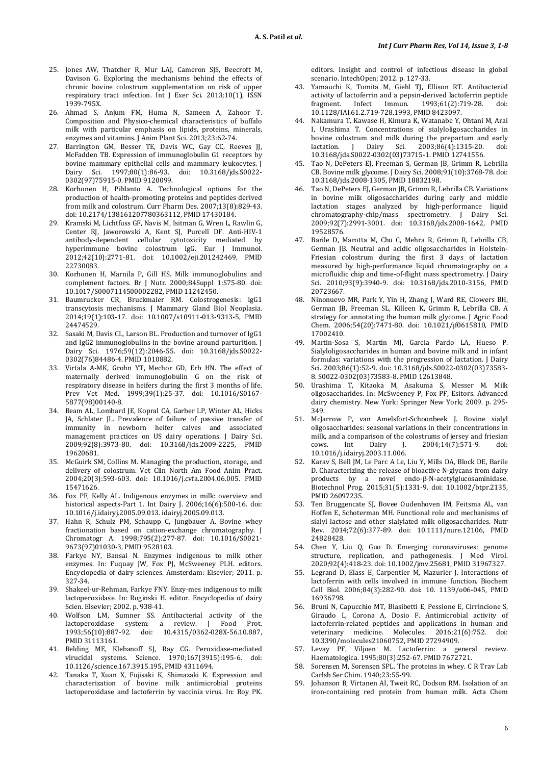25. Jones AW, Thatcher R, Mur LAJ, Cameron SJS, Beecroft M, Davison G. Exploring the mechanisms behind the effects of chronic bovine colostrum supplementation on risk of upper respiratory tract infection. Int J Exer Sci. 2013;10(1), ISSN 1939-795X.
26. Ahmad S, Anjum FM, Huma N, Sameen A, Zahoor T. Composition and Physico-chemical characteristics of buffalo milk with particular emphasis on lipids, proteins, minerals, enzymes and vitamins. J Anim Plant Sci. 2013;23:62-74.
27. Barrington GM, Besser TE, Davis WC, Gay CC, Reeves JJ, McFadden TB. Expression of immunoglobulin G1 receptors by bovine mammary epithelial cells and mammary leukocytes. J Dairy Sci. 1997;80(1):86-93. doi: 10.3168/jds.S0022-0302(97)75915-0. PMID 9120099.
28. Korhonen H, Pihlanto A. Technological options for the production of health-promoting proteins and peptides derived from milk and colostrum. Curr Pharm Des. 2007;13(8):829-43. doi: 10.2174/138161207780363112, PMID 17430184.
29. Kramski M, Lichtfuss GF, Navis M, Isitman G, Wren L, Rawlin G, Center RJ, Jaworowski A, Kent SJ, Purcell DF. Anti-HIV-1 antibody-dependent cellular cytotoxicity mediated by hyperimmune bovine colostrum IgG. Eur J Immunol. 2012;42(10):2771-81. doi: 10.1002/eji.201242469, PMID 22730083.
30. Korhonen H, Marnila P, Gill HS. Milk immunoglobulins and complement factors. Br J Nutr. 2000;84Suppl 1:S75-80. doi: 10.1017/S0007114500002282, PMID 11242450.
31. Baumrucker CR, Bruckmaier RM. Colostrogenesis: IgG1 transcytosis mechanisms. J Mammary Gland Biol Neoplasia. 2014;19(1):103-17. doi: 10.1007/s10911-013-9313-5, PMID 24474529.
32. Sasaki M, Davis CL, Larson BL. Production and turnover of IgG1 and IgG2 immunoglobulins in the bovine around parturition. J Dairy Sci. 1976;59(12):2046-55. doi: 10.3168/jds.S0022-0302(76)84486-4. PMID 1010882.
33. Virtala A-MK, Grohn YT, Mechor GD, Erb HN. The effect of maternally derived immunoglobulin G on the risk of respiratory disease in heifers during the first 3 months of life. Prev Vet Med. 1999;39(1):25-37. doi: 10.1016/S0167-5877(98)00140-8.
34. Beam AL, Lombard JE, Kopral CA, Garber LP, Winter AL, Hicks JA, Schlater JL. Prevalence of failure of passive transfer of immunity in newborn heifer calves and associated management practices on US dairy operations. J Dairy Sci. 2009;92(8):3973-80. doi: 10.3168/jds.2009-2225, PMID 19620681.
35. McGuirk SM, Collins M. Managing the production, storage, and delivery of colostrum. Vet Clin North Am Food Anim Pract. 2004;20(3):593-603. doi: 10.1016/j.cvfa.2004.06.005. PMID 15471626.
36. Fox PF, Kelly AL. Indigenous enzymes in milk: overview and historical aspects-Part 1. Int Dairy J. 2006;16(6):500-16. doi: 10.1016/j.idairyj.2005.09.013. idairyj.2005.09.013.
37. Hahn R, Schulz PM, Schaupp C, Jungbauer A. Bovine whey fractionation based on cation-exchange chromatography. J Chromatogr A. 1998;795(2):277-87. doi: 10.1016/S0021-9673(97)01030-3, PMID 9528103.
38. Farkye NY, Bansal N. Enzymes indigenous to milk other enzymes. In: Fuquay JW, Fox PJ, McSweeney PLH. editors. Encyclopedia of dairy sciences. Amsterdam: Elsevier; 2011. p. 327-34.
39. Shakeel-ur-Rehman, Farkye FNY. Enzy-mes indigenous to milk lactoperoxidase. In: Roginski H. editor. Encyclopedia of dairy Scien. Elsevier; 2002. p. 938-41.
40. Wolfson LM, Sumner SS. Antibacterial activity of the lactoperoxidase system: a review. J Food Prot. 1993;56(10):887-92. doi: 10.4315/0362-028X-56.10.887, PMID 31113161.
41. Belding ME, Klebanoff SJ, Ray CG. Peroxidase-mediated virucidal systems. Science. 1970;167(3915):195-6. doi: 10.1126/science.167.3915.195, PMID 4311694.
42. Tanaka T, Xuan X, Fujisaki K, Shimazaki K. Expression and characterization of bovine milk antimicrobial proteins lactoperoxidase and lactoferrin by vaccinia virus. In: Roy PK. editors. Insight and control of infectious disease in global scenario. IntechOpen; 2012. p. 127-33.
43. Yamauchi K, Tomita M, Giehl TJ, Ellison RT. Antibacterial activity of lactoferrin and a pepsin-derived lactoferrin peptide fragment. Infect Immun. 1993;61(2):719-28. doi: 10.1128/IAI.61.2.719-728.1993, PMID 8423097.
44. Nakamura T, Kawase H, Kimura K, Watanabe Y, Ohtani M, Arai I, Urashima T. Concentrations of sialyloligosaccharides in bovine colostrum and milk during the prepartum and early lactation. J Dairy Sci. 2003;86(4):1315-20. doi: 10.3168/jds.S0022-0302(03)73715-1. PMID 12741556.
45. Tao N, DePeters EJ, Freeman S, German JB, Grimm R, Lebrilla CB. Bovine milk glycome. J Dairy Sci. 2008;91(10):3768-78. doi: 10.3168/jds.2008-1305, PMID 18832198.
46. Tao N, DePeters EJ, German JB, Grimm R, Lebrilla CB. Variations in bovine milk oligosaccharides during early and middle lactation stages analyzed by high-performance liquid chromatography-chip/mass spectrometry. J Dairy Sci. 2009;92(7):2991-3001. doi: 10.3168/jds.2008-1642, PMID 19528576.
47. Barile D, Marotta M, Chu C, Mehra R, Grimm R, Lebrilla CB, German JB. Neutral and acidic oligosaccharides in Holstein-Friesian colostrum during the first 3 days of lactation measured by high-performance liquid chromatography on a microfluidic chip and time-of-flight mass spectrometry. J Dairy Sci. 2010;93(9):3940-9. doi: 10.3168/jds.2010-3156, PMID 20723667.
48. Ninonuevo MR, Park Y, Yin H, Zhang J, Ward RE, Clowers BH, German JB, Freeman SL, Killeen K, Grimm R, Lebrilla CB. A strategy for annotating the human milk glycome. J Agric Food Chem. 2006;54(20):7471-80. doi: 10.1021/jf0615810, PMID 17002410.
49. Martin-Sosa S, Martin MJ, Garcia Pardo LA, Hueso P. Sialyloligosaccharides in human and bovine milk and in infant formulas: variations with the progression of lactation. J Dairy Sci. 2003;86(1):52-9. doi: 10.3168/jds.S0022-0302(03)73583-8. S0022-0302(03)73583-8. PMID 12613848.
50. Urashima T, Kitaoka M, Asakuma S, Messer M. Milk oligosaccharides. In: McSweeney P, Fox PF, Esitors. Advanced dairy chemistry. New York: Springer New York; 2009. p. 295-349.
51. McJarrow P, van Amelsfort-Schoonbeek J. Bovine sialyl oligosaccharides: seasonal variations in their concentrations in milk, and a comparison of the colostrums of jersey and friesian cows. Int Dairy J. 2004;14(7):571-9. doi: 10.1016/j.idairyj.2003.11.006.
52. Karav S, Bell JM, Le Parc A Le, Liu Y, Mills DA, Block DE, Barile D. Characterizing the release of bioactive N-glycans from dairy products by a novel endo-β-N-acetylglucosaminidase. Biotechnol Prog. 2015;31(5):1331-9. doi: 10.1002/btpr.2135, PMID 26097235.
53. Ten Bruggencate SJ, Bovee Oudenhoven IM, Feitsma AL, van Hoffen E, Schoterman MH. Functional role and mechanisms of sialyl lactose and other sialylated milk oligosaccharides. Nutr Rev. 2014;72(6):377-89. doi: 10.1111/nure.12106, PMID 24828428.
54. Chen Y, Liu Q, Guo D. Emerging coronaviruses: genome structure, replication, and pathogenesis. J Med Virol. 2020;92(4):418-23. doi: 10.1002/jmv.25681, PMID 31967327.
55. Legrand D, Elass E, Carpentier M, Mazurier J. Interactions of lactoferrin with cells involved in immune function. Biochem Cell Biol. 2006;84(3):282-90. doi: 10. 1139/o06-045, PMID 16936798.
56. Bruni N, Capucchio MT, Biasibetti E, Pessione E, Cirrincione S, Giraudo L, Corona A, Dosio F. Antimicrobial activity of lactoferrin-related peptides and applications in human and veterinary medicine. Molecules. 2016;21(6):752. doi: 10.3390/molecules21060752, PMID 27294909.
57. Levay PF, Viljoen M. Lactoferrin: a general review. Haematologica. 1995;80(3):252-67. PMID 7672721.
58. Sorensen M, Sorensen SPL. The proteins in whey. C R Trav Lab Carlsb Ser Chim. 1940;23:55-99.
59. Johanson B, Virtanen AI, Tweit RC, Dodson RM. Isolation of an iron-containing red protein from human milk. Acta Chem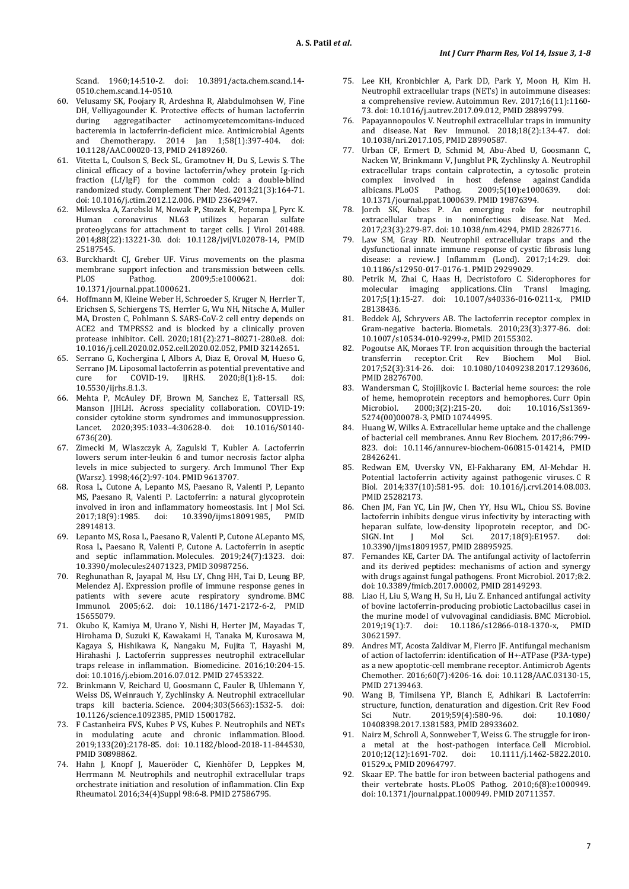Scand. 1960;14:510-2. doi: 10.3891/acta.chem.scand.14-0510.chem.scand.14-0510.

60. Velusamy SK, Poojary R, Ardeshna R, Alabdulmohsen W, Fine DH, Velliyagounder K. Protective effects of human lactoferrin during aggregatibacter actinomycetemcomitans-induced bacteremia in lactoferrin-deficient mice. Antimicrobial Agents and Chemotherapy. 2014 Jan 1;58(1):397-404. doi: 10.1128/AAC.00020-13, PMID 24189260.
61. Vitetta L, Coulson S, Beck SL, Gramotnev H, Du S, Lewis S. The clinical efficacy of a bovine lactoferrin/whey protein Ig-rich fraction (Lf/IgF) for the common cold: a double-blind randomized study. Complement Ther Med. 2013;21(3):164-71. doi: 10.1016/j.ctim.2012.12.006. PMID 23642947.
62. Milewska A, Zarebski M, Nowak P, Stozek K, Potempa J, Pyrc K. Human coronavirus NL63 utilizes heparan sulfate proteoglycans for attachment to target cells. J Virol 201488. 2014;88(22):13221-30. doi: 10.1128/jviJVI.02078-14, PMID 25187545.
63. Burckhardt CJ, Greber UF. Virus movements on the plasma membrane support infection and transmission between cells. PLOS Pathog. 2009;5:e1000621. doi: 10.1371/journal.ppat.1000621.
64. Hoffmann M, Kleine Weber H, Schroeder S, Kruger N, Herrler T, Erichsen S, Schiergens TS, Herrler G, Wu NH, Nitsche A, Muller MA, Drosten C, Pohlmann S. SARS-CoV-2 cell entry depends on ACE2 and TMPRSS2 and is blocked by a clinically proven protease inhibitor. Cell. 2020;181(2):271–280.e8. doi: 10.1016/j.cell.2020.02.052.cell.2020.02.052, PMID 32142651.
65. Serrano G, Kochergina I, Albors A, Diaz E, Oroval M, Hueso G, Serrano JM. Liposomal lactoferrin as potential preventative and cure for COVID-19. IJRHS. 2020;8(1):8-15. doi: 10.5530/ijrhs.8.1.3.
66. Mehta P, McAuley DF, Brown M, Sanchez E, Tattersall RS, Manson JJHLH. Across speciality collaboration. COVID-19: consider cytokine storm syndromes and immunosuppression. Lancet. 2020;395:1033–4:30628-0. doi: 10.1016/S0140-6736(20).
67. Zimecki M, Wlaszczyk A, Zagulski T, Kubler A. Lactoferrin lowers serum inter-leukin 6 and tumor necrosis factor alpha levels in mice subjected to surgery. Arch Immunol Ther Exp (Warsz). 1998;46(2):97-104. PMID 9613707.
68. Rosa L, Cutone A, Lepanto MS, Paesano R, Valenti P, Lepanto MS, Paesano R, Valenti P. Lactoferrin: a natural glycoprotein involved in iron and inflammatory homeostasis. Int J Mol Sci. 2017;18(9):1985. doi: 10.3390/ijms18091985, PMID 28914813.
69. Lepanto MS, Rosa L, Paesano R, Valenti P, Cutone ALepanto MS, Rosa L, Paesano R, Valenti P, Cutone A. Lactoferrin in aseptic and septic inflammation. Molecules. 2019;24(7):1323. doi: 10.3390/molecules24071323, PMID 30987256.
70. Reghunathan R, Jayapal M, Hsu LY, Chng HH, Tai D, Leung BP, Melendez AJ. Expression profile of immune response genes in patients with severe acute respiratory syndrome. BMC Immunol. 2005;6:2. doi: 10.1186/1471-2172-6-2, PMID 15655079.
71. Okubo K, Kamiya M, Urano Y, Nishi H, Herter JM, Mayadas T, Hirohama D, Suzuki K, Kawakami H, Tanaka M, Kurosawa M, Kagaya S, Hishikawa K, Nangaku M, Fujita T, Hayashi M, Hirahashi J. Lactoferrin suppresses neutrophil extracellular traps release in inflammation. Biomedicine. 2016;10:204-15. doi: 10.1016/j.ebiom.2016.07.012. PMID 27453322.
72. Brinkmann V, Reichard U, Goosmann C, Fauler B, Uhlemann Y, Weiss DS, Weinrauch Y, Zychlinsky A. Neutrophil extracellular traps kill bacteria. Science. 2004;303(5663):1532-5. doi: 10.1126/science.1092385, PMID 15001782.
73. F Castanheira FVS, Kubes P VS, Kubes P. Neutrophils and NETs in modulating acute and chronic inflammation. Blood. 2019;133(20):2178-85. doi: 10.1182/blood-2018-11-844530, PMID 30898862.
74. Hahn J, Knopf J, Maueröder C, Kienhöfer D, Leppkes M, Herrmann M. Neutrophils and neutrophil extracellular traps orchestrate initiation and resolution of inflammation. Clin Exp Rheumatol. 2016;34(4)Suppl 98:6-8. PMID 27586795.
75. Lee KH, Kronbichler A, Park DD, Park Y, Moon H, Kim H. Neutrophil extracellular traps (NETs) in autoimmune diseases: a comprehensive review. Autoimmun Rev. 2017;16(11):1160-73. doi: 10.1016/j.autrev.2017.09.012, PMID 28899799.
76. Papayannopoulos V. Neutrophil extracellular traps in immunity and disease. Nat Rev Immunol. 2018;18(2):134-47. doi: 10.1038/nri.2017.105, PMID 28990587.
77. Urban CF, Ermert D, Schmid M, Abu-Abed U, Goosmann C, Nacken W, Brinkmann V, Jungblut PR, Zychlinsky A. Neutrophil extracellular traps contain calprotectin, a cytosolic protein complex involved in host defense against Candida albicans. PLoOS Pathog. 2009;5(10):e1000639. doi: 10.1371/journal.ppat.1000639. PMID 19876394.
78. Jorch SK, Kubes P. An emerging role for neutrophil extracellular traps in noninfectious disease. Nat Med. 2017;23(3):279-87. doi: 10.1038/nm.4294, PMID 28267716.
79. Law SM, Gray RD. Neutrophil extracellular traps and the dysfunctional innate immune response of cystic fibrosis lung disease: a review. J Inflamm.m (Lond). 2017;14:29. doi: 10.1186/s12950-017-0176-1. PMID 29299029.
80. Petrik M, Zhai C, Haas H, Decristoforo C. Siderophores for molecular imaging applications. Clin Transl Imaging. 2017;5(1):15-27. doi: 10.1007/s40336-016-0211-x, PMID 28138436.
81. Beddek AJ, Schryvers AB. The lactoferrin receptor complex in Gram-negative bacteria. Biometals. 2010;23(3):377-86. doi: 10.1007/s10534-010-9299-z, PMID 20155302.
82. Pogoutse AK, Moraes TF. Iron acquisition through the bacterial transferrin receptor. Crit Rev Biochem Mol Biol. 2017;52(3):314-26. doi: 10.1080/10409238.2017.1293606, PMID 28276700.
83. Wandersman C, Stojiljkovic I. Bacterial heme sources: the role of heme, hemoprotein receptors and hemophores. Curr Opin Microbiol. 2000;3(2):215-20. doi: 10.1016/Ss1369-5274(00)00078-3, PMID 10744995.
84. Huang W, Wilks A. Extracellular heme uptake and the challenge of bacterial cell membranes. Annu Rev Biochem. 2017;86:799-823. doi: 10.1146/annurev-biochem-060815-014214, PMID 28426241.
85. Redwan EM, Uversky VN, El-Fakharany EM, Al-Mehdar H. Potential lactoferrin activity against pathogenic viruses. C R Biol. 2014;337(10):581-95. doi: 10.1016/j.crvi.2014.08.003. PMID 25282173.
86. Chen JM, Fan YC, Lin JW, Chen YY, Hsu WL, Chiou SS. Bovine lactoferrin inhibits dengue virus infectivity by interacting with heparan sulfate, low-density lipoprotein receptor, and DC-SIGN. Int J Mol Sci. 2017;18(9):E1957. doi: 10.3390/ijms18091957, PMID 28895925.
87. Fernandes KE, Carter DA. The antifungal activity of lactoferrin and its derived peptides: mechanisms of action and synergy with drugs against fungal pathogens. Front Microbiol. 2017;8:2. doi: 10.3389/fmicb.2017.00002, PMID 28149293.
88. Liao H, Liu S, Wang H, Su H, Liu Z. Enhanced antifungal activity of bovine lactoferrin-producing probiotic Lactobacillus casei in the murine model of vulvovaginal candidiasis. BMC Microbiol. 2019;19(1):7. doi: 10.1186/s12866-018-1370-x, PMID 30621597.
89. Andres MT, Acosta Zaldivar M, Fierro JF. Antifungal mechanism of action of lactoferrin: identification of H+-ATPase (P3A-type) as a new apoptotic-cell membrane receptor. Antimicrob Agents Chemother. 2016;60(7):4206-16. doi: 10.1128/AAC.03130-15, PMID 27139463.
90. Wang B, Timilsena YP, Blanch E, Adhikari B. Lactoferrin: structure, function, denaturation and digestion. Crit Rev Food Sci Nutr. 2019;59(4):580-96. doi: 10.1080/10408398.2017.1381583, PMID 28933602.
91. Nairz M, Schroll A, Sonnweber T, Weiss G. The struggle for iron-a metal at the host-pathogen interface. Cell Microbiol. 2010;12(12):1691-702. doi: 10.1111/j.1462-5822.2010.01529.x, PMID 20964797.
92. Skaar EP. The battle for iron between bacterial pathogens and their vertebrate hosts. PLoOS Pathog. 2010;6(8):e1000949. doi: 10.1371/journal.ppat.1000949. PMID 20711357.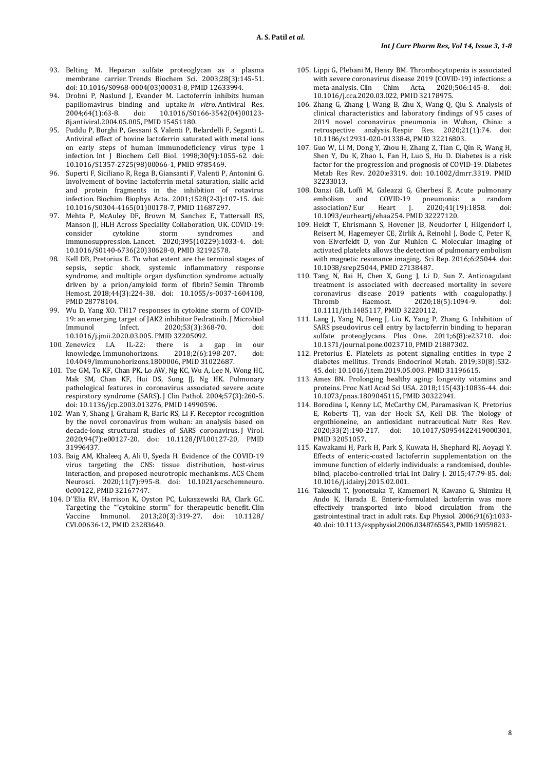93. Belting M. Heparan sulfate proteoglycan as a plasma membrane carrier. Trends Biochem Sci. 2003;28(3):145-51. doi: 10.1016/S0968-0004(03)00031-8, PMID 12633994.
94. Drobni P, Naslund J, Evander M. Lactoferrin inhibits human papillomavirus binding and uptake *in vitro*. Antiviral Res. 2004;64(1):63-8. doi: 10.1016/S0166-3542(04)00123-8j.antiviral.2004.05.005, PMID 15451180.
95. Puddu P, Borghi P, Gessani S, Valenti P, Belardelli F, Seganti L. Antiviral effect of bovine lactoferrin saturated with metal ions on early steps of human immunodeficiency virus type 1 infection. Int J Biochem Cell Biol. 1998;30(9):1055-62. doi: 10.1016/S1357-2725(98)00066-1, PMID 9785469.
96. Superti F, Siciliano R, Rega B, Giansanti F, Valenti P, Antonini G. Involvement of bovine lactoferrin metal saturation, sialic acid and protein fragments in the inhibition of rotavirus infection. Biochim Biophys Acta. 2001;1528(2-3):107-15. doi: 10.1016/S0304-4165(01)00178-7, PMID 11687297.
97. Mehta P, McAuley DF, Brown M, Sanchez E, Tattersall RS, Manson JJ, HLH Across Speciality Collaboration, UK. COVID-19: consider cytokine storm syndromes and immunosuppression. Lancet. 2020;395(10229):1033-4. doi: 10.1016/S0140-6736(20)30628-0, PMID 32192578.
98. Kell DB, Pretorius E. To what extent are the terminal stages of sepsis, septic shock, systemic inflammatory response syndrome, and multiple organ dysfunction syndrome actually driven by a prion/amyloid form of fibrin? Semin Thromb Hemost. 2018;44(3):224-38. doi: 10.1055/s-0037-1604108, PMID 28778104.
99. Wu D, Yang XO. TH17 responses in cytokine storm of COVID-19: an emerging target of JAK2 inhibitor Fedratinib. J Microbiol Immunol Infect. 2020;53(3):368-70. doi: 10.1016/j.jmii.2020.03.005. PMID 32205092.
100. Zenewicz LA. IL-22: there is a gap in our knowledge. Immunohorizons. 2018;2(6):198-207. doi: 10.4049/immunohorizons.1800006, PMID 31022687.
101. Tse GM, To KF, Chan PK, Lo AW, Ng KC, Wu A, Lee N, Wong HC, Mak SM, Chan KF, Hui DS, Sung JJ, Ng HK. Pulmonary pathological features in coronavirus associated severe acute respiratory syndrome (SARS). J Clin Pathol. 2004;57(3):260-5. doi: 10.1136/jcp.2003.013276, PMID 14990596.
102. Wan Y, Shang J, Graham R, Baric RS, Li F. Receptor recognition by the novel coronavirus from wuhan: an analysis based on decade-long structural studies of SARS coronavirus. J Virol. 2020;94(7):e00127-20. doi: 10.1128/JVI.00127-20, PMID 31996437.
103. Baig AM, Khaleeq A, Ali U, Syeda H. Evidence of the COVID-19 virus targeting the CNS: tissue distribution, host-virus interaction, and proposed neurotropic mechanisms. ACS Chem Neurosci. 2020;11(7):995-8. doi: 10.1021/acschemneuro.0c00122, PMID 32167747.
104. D''Elia RV, Harrison K, Oyston PC, Lukaszewski RA, Clark GC. Targeting the ""cytokine storm" for therapeutic benefit. Clin Vaccine Immunol. 2013;20(3):319-27. doi: 10.1128/CVI.00636-12, PMID 23283640.
105. Lippi G, Plebani M, Henry BM. Thrombocytopenia is associated with severe coronavirus disease 2019 (COVID-19) infections: a meta-analysis. Clin Chim Acta. 2020;506:145-8. doi: 10.1016/j.cca.2020.03.022, PMID 32178975.
106. Zhang G, Zhang J, Wang B, Zhu X, Wang Q, Qiu S. Analysis of clinical characteristics and laboratory findings of 95 cases of 2019 novel coronavirus pneumonia in Wuhan, China: a retrospective analysis. Respir Res. 2020;21(1):74. doi: 10.1186/s12931-020-01338-8, PMID 32216803.
107. Guo W, Li M, Dong Y, Zhou H, Zhang Z, Tian C, Qin R, Wang H, Shen Y, Du K, Zhao L, Fan H, Luo S, Hu D. Diabetes is a risk factor for the progression and prognosis of COVID-19. Diabetes Metab Res Rev. 2020:e3319. doi: 10.1002/dmrr.3319. PMID 32233013.
108. Danzi GB, Loffi M, Galeazzi G, Gherbesi E. Acute pulmonary embolism and COVID-19 pneumonia: a random association? Eur Heart J. 2020;41(19):1858. doi: 10.1093/eurheartj/ehaa254. PMID 32227120.
109. Heidt T, Ehrismann S, Hovener JB, Neudorfer I, Hilgendorf I, Reisert M, Hagemeyer CE, Zirlik A, Reinohl J, Bode C, Peter K, von Elverfeldt D, von Zur Muhlen C. Molecular imaging of activated platelets allows the detection of pulmonary embolism with magnetic resonance imaging. Sci Rep. 2016;6:25044. doi: 10.1038/srep25044, PMID 27138487.
110. Tang N, Bai H, Chen X, Gong J, Li D, Sun Z. Anticoagulant treatment is associated with decreased mortality in severe coronavirus disease 2019 patients with coagulopathy. J Thromb Haemost. 2020;18(5):1094-9. doi: 10.1111/jth.1485117, PMID 32220112.
111. Lang J, Yang N, Deng J, Liu K, Yang P, Zhang G. Inhibition of SARS pseudovirus cell entry by lactoferrin binding to heparan sulfate proteoglycans. Plos One. 2011;6(8):e23710. doi: 10.1371/journal.pone.0023710, PMID 21887302.
112. Pretorius E. Platelets as potent signaling entities in type 2 diabetes mellitus. Trends Endocrinol Metab. 2019;30(8):532-45. doi: 10.1016/j.tem.2019.05.003. PMID 31196615.
113. Ames BN. Prolonging healthy aging: longevity vitamins and proteins. Proc Natl Acad Sci USA. 2018;115(43):10836-44. doi: 10.1073/pnas.1809045115, PMID 30322941.
114. Borodina I, Kenny LC, McCarthy CM, Paramasivan K, Pretorius E, Roberts TJ, van der Hoek SA, Kell DB. The biology of ergothioneine, an antioxidant nutraceutical. Nutr Res Rev. 2020;33(2):190-217. doi: 10.1017/S0954422419000301, PMID 32051057.
115. Kawakami H, Park H, Park S, Kuwata H, Shephard RJ, Aoyagi Y. Effects of enteric-coated lactoferrin supplementation on the immune function of elderly individuals: a randomised, double-blind, placebo-controlled trial. Int Dairy J. 2015;47:79-85. doi: 10.1016/j.idairyj.2015.02.001.
116. Takeuchi T, Jyonotsuka T, Kamemori N, Kawano G, Shimizu H, Ando K, Harada E. Enteric-formulated lactoferrin was more effectively transported into blood circulation from the gastrointestinal tract in adult rats. Exp Physiol. 2006;91(6):1033-40. doi: 10.1113/expphysiol.2006.0348765543, PMID 16959821.